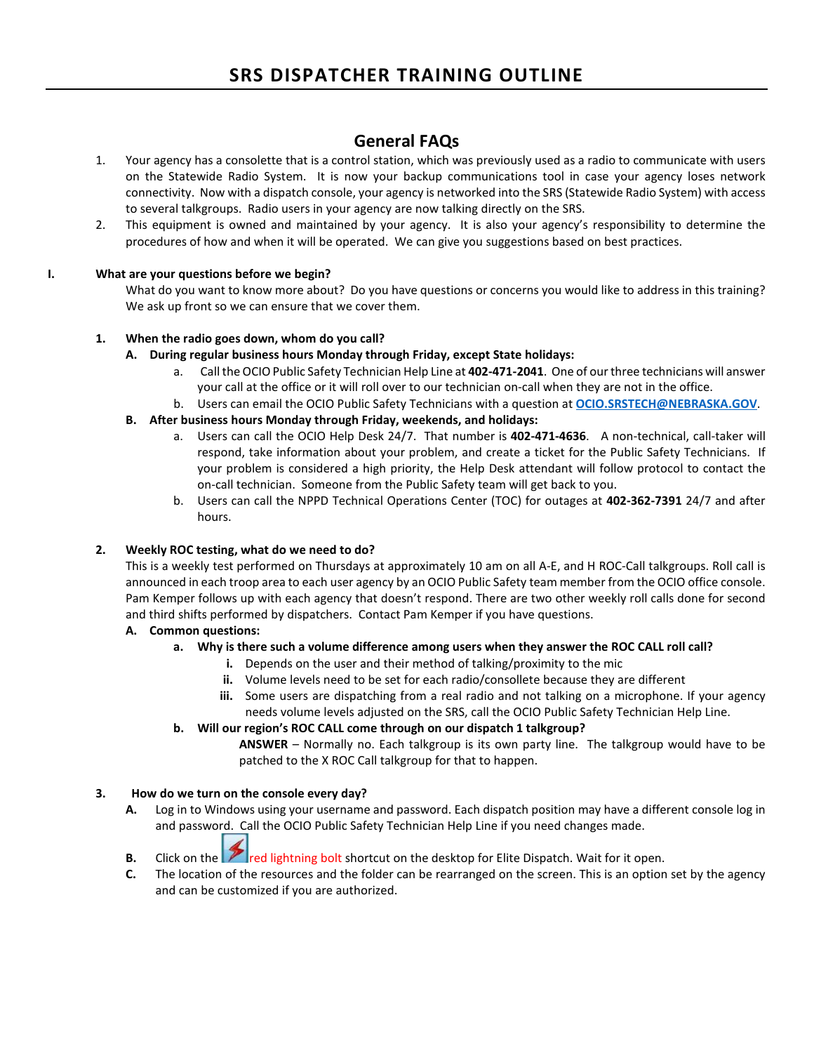# SRS DISPATCHER TRAINING OUTLINE

## General FAQs

1. Your agency has a consolette that is a control station, which was previously used as a radio to communicate with users on the Statewide Radio System. It is now your backup communications tool in case your agency loses network connectivity. Now with a dispatch console, your agency is networked into the SRS (Statewide Radio System) with access to several talkgroups. Radio users in your agency are now talking directly on the SRS.
2. This equipment is owned and maintained by your agency. It is also your agency's responsibility to determine the procedures of how and when it will be operated. We can give you suggestions based on best practices.

**I. What are your questions before we begin?**

What do you want to know more about? Do you have questions or concerns you would like to address in this training? We ask up front so we can ensure that we cover them.

**1. When the radio goes down, whom do you call?**

**A. During regular business hours Monday through Friday, except State holidays:**

a. Call the OCIO Public Safety Technician Help Line at **402-471-2041**. One of our three technicians will answer your call at the office or it will roll over to our technician on-call when they are not in the office.

b. Users can email the OCIO Public Safety Technicians with a question at **OCIO.SRSTECH@NEBRASKA.GOV**.

**B. After business hours Monday through Friday, weekends, and holidays:**

a. Users can call the OCIO Help Desk 24/7. That number is **402-471-4636**. A non-technical, call-taker will respond, take information about your problem, and create a ticket for the Public Safety Technicians. If your problem is considered a high priority, the Help Desk attendant will follow protocol to contact the on-call technician. Someone from the Public Safety team will get back to you.

b. Users can call the NPPD Technical Operations Center (TOC) for outages at **402-362-7391** 24/7 and after hours.

**2. Weekly ROC testing, what do we need to do?**

This is a weekly test performed on Thursdays at approximately 10 am on all A-E, and H ROC-Call talkgroups. Roll call is announced in each troop area to each user agency by an OCIO Public Safety team member from the OCIO office console. Pam Kemper follows up with each agency that doesn't respond. There are two other weekly roll calls done for second and third shifts performed by dispatchers. Contact Pam Kemper if you have questions.

**A. Common questions:**

**a. Why is there such a volume difference among users when they answer the ROC CALL roll call?**

i. Depends on the user and their method of talking/proximity to the mic

ii. Volume levels need to be set for each radio/consolette because they are different

iii. Some users are dispatching from a real radio and not talking on a microphone. If your agency needs volume levels adjusted on the SRS, call the OCIO Public Safety Technician Help Line.

**b. Will our region's ROC CALL come through on our dispatch 1 talkgroup?**

**ANSWER** – Normally no. Each talkgroup is its own party line. The talkgroup would have to be patched to the X ROC Call talkgroup for that to happen.

**3. How do we turn on the console every day?**

A. Log in to Windows using your username and password. Each dispatch position may have a different console log in and password. Call the OCIO Public Safety Technician Help Line if you need changes made.

B. Click on the red lightning bolt shortcut on the desktop for Elite Dispatch. Wait for it open.

C. The location of the resources and the folder can be rearranged on the screen. This is an option set by the agency and can be customized if you are authorized.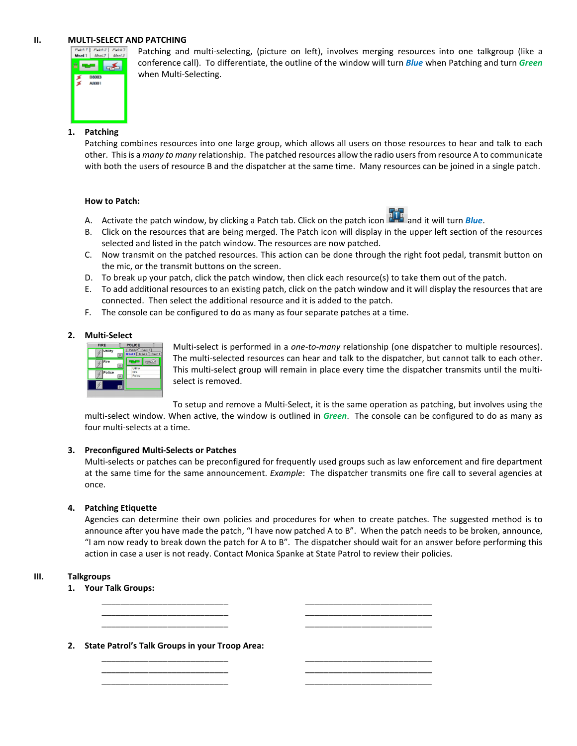## II. MULTI-SELECT AND PATCHING

Patching and multi-selecting, (picture on left), involves merging resources into one talkgroup (like a conference call). To differentiate, the outline of the window will turn ***Blue*** when Patching and turn ***Green*** when Multi-Selecting.

### 1. Patching

Patching combines resources into one large group, which allows all users on those resources to hear and talk to each other. This is a *many to many* relationship. The patched resources allow the radio users from resource A to communicate with both the users of resource B and the dispatcher at the same time. Many resources can be joined in a single patch.

**How to Patch:**

A. Activate the patch window, by clicking a Patch tab. Click on the patch icon and it will turn ***Blue***.
B. Click on the resources that are being merged. The Patch icon will display in the upper left section of the resources selected and listed in the patch window. The resources are now patched.
C. Now transmit on the patched resources. This action can be done through the right foot pedal, transmit button on the mic, or the transmit buttons on the screen.
D. To break up your patch, click the patch window, then click each resource(s) to take them out of the patch.
E. To add additional resources to an existing patch, click on the patch window and it will display the resources that are connected. Then select the additional resource and it is added to the patch.
F. The console can be configured to do as many as four separate patches at a time.

### 2. Multi-Select

Multi-select is performed in a *one-to-many* relationship (one dispatcher to multiple resources). The multi-selected resources can hear and talk to the dispatcher, but cannot talk to each other. This multi-select group will remain in place every time the dispatcher transmits until the multi-select is removed.

To setup and remove a Multi-Select, it is the same operation as patching, but involves using the multi-select window. When active, the window is outlined in ***Green***. The console can be configured to do as many as four multi-selects at a time.

### 3. Preconfigured Multi-Selects or Patches

Multi-selects or patches can be preconfigured for frequently used groups such as law enforcement and fire department at the same time for the same announcement. *Example*: The dispatcher transmits one fire call to several agencies at once.

### 4. Patching Etiquette

Agencies can determine their own policies and procedures for when to create patches. The suggested method is to announce after you have made the patch, "I have now patched A to B". When the patch needs to be broken, announce, "I am now ready to break down the patch for A to B". The dispatcher should wait for an answer before performing this action in case a user is not ready. Contact Monica Spanke at State Patrol to review their policies.

## III. Talkgroups

### 1. Your Talk Groups:

____________________________ ____________________________
____________________________ ____________________________
____________________________ ____________________________

### 2. State Patrol's Talk Groups in your Troop Area:

____________________________ ____________________________
____________________________ ____________________________
____________________________ ____________________________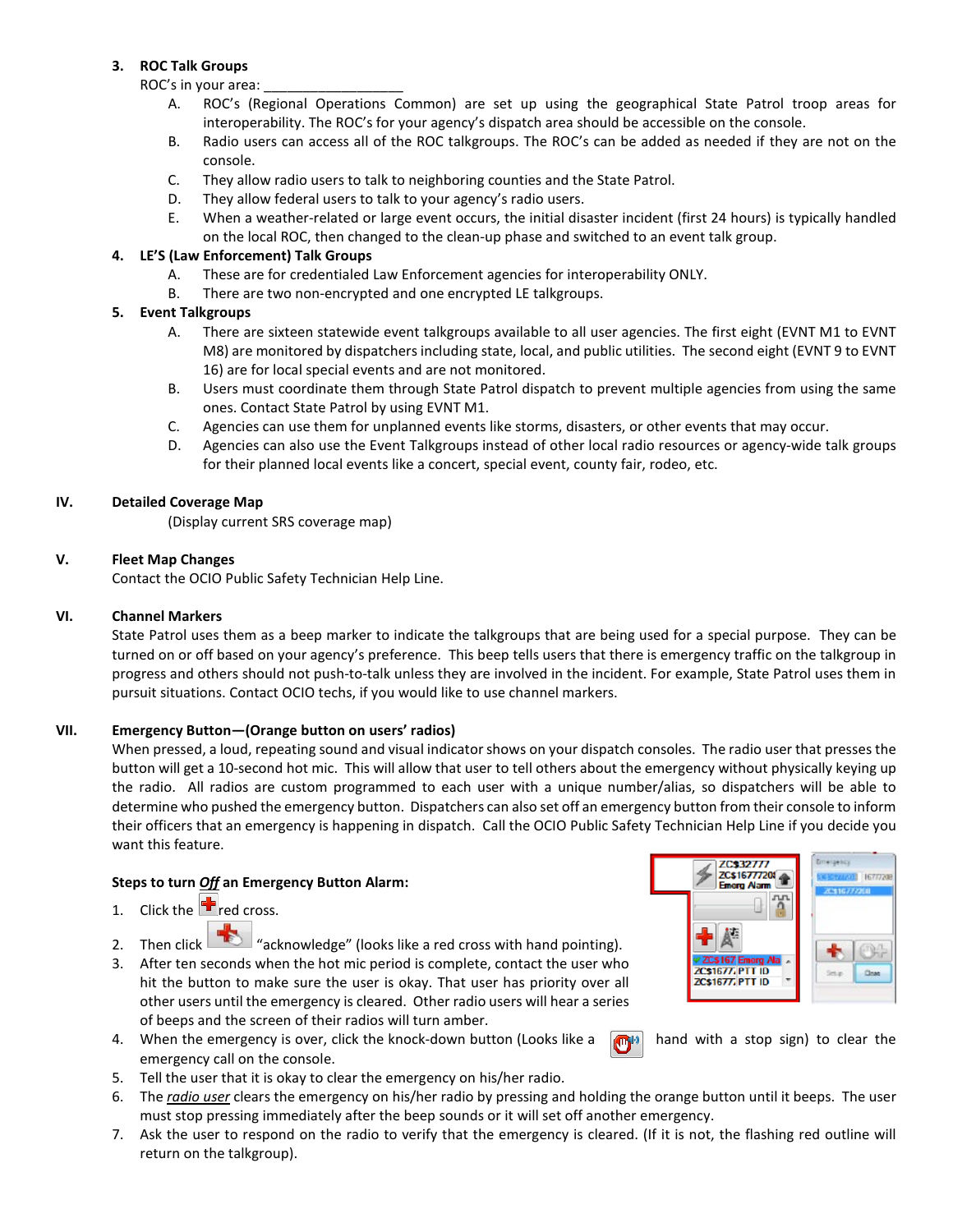3. **ROC Talk Groups**

   ROC's in your area: __________________

   A. ROC's (Regional Operations Common) are set up using the geographical State Patrol troop areas for interoperability. The ROC's for your agency's dispatch area should be accessible on the console.

   B. Radio users can access all of the ROC talkgroups. The ROC's can be added as needed if they are not on the console.

   C. They allow radio users to talk to neighboring counties and the State Patrol.

   D. They allow federal users to talk to your agency's radio users.

   E. When a weather-related or large event occurs, the initial disaster incident (first 24 hours) is typically handled on the local ROC, then changed to the clean-up phase and switched to an event talk group.

4. **LE'S (Law Enforcement) Talk Groups**

   A. These are for credentialed Law Enforcement agencies for interoperability ONLY.

   B. There are two non-encrypted and one encrypted LE talkgroups.

5. **Event Talkgroups**

   A. There are sixteen statewide event talkgroups available to all user agencies. The first eight (EVNT M1 to EVNT M8) are monitored by dispatchers including state, local, and public utilities. The second eight (EVNT 9 to EVNT 16) are for local special events and are not monitored.

   B. Users must coordinate them through State Patrol dispatch to prevent multiple agencies from using the same ones. Contact State Patrol by using EVNT M1.

   C. Agencies can use them for unplanned events like storms, disasters, or other events that may occur.

   D. Agencies can also use the Event Talkgroups instead of other local radio resources or agency-wide talk groups for their planned local events like a concert, special event, county fair, rodeo, etc.

## IV. Detailed Coverage Map

(Display current SRS coverage map)

## V. Fleet Map Changes

Contact the OCIO Public Safety Technician Help Line.

## VI. Channel Markers

State Patrol uses them as a beep marker to indicate the talkgroups that are being used for a special purpose. They can be turned on or off based on your agency's preference. This beep tells users that there is emergency traffic on the talkgroup in progress and others should not push-to-talk unless they are involved in the incident. For example, State Patrol uses them in pursuit situations. Contact OCIO techs, if you would like to use channel markers.

## VII. Emergency Button—(Orange button on users' radios)

When pressed, a loud, repeating sound and visual indicator shows on your dispatch consoles. The radio user that presses the button will get a 10-second hot mic. This will allow that user to tell others about the emergency without physically keying up the radio. All radios are custom programmed to each user with a unique number/alias, so dispatchers will be able to determine who pushed the emergency button. Dispatchers can also set off an emergency button from their console to inform their officers that an emergency is happening in dispatch. Call the OCIO Public Safety Technician Help Line if you decide you want this feature.

**Steps to turn *Off* an Emergency Button Alarm:**

1. Click the red cross.
2. Then click "acknowledge" (looks like a red cross with hand pointing).
3. After ten seconds when the hot mic period is complete, contact the user who hit the button to make sure the user is okay. That user has priority over all other users until the emergency is cleared. Other radio users will hear a series of beeps and the screen of their radios will turn amber.
4. When the emergency is over, click the knock-down button (Looks like a hand with a stop sign) to clear the emergency call on the console.
5. Tell the user that it is okay to clear the emergency on his/her radio.
6. The *radio user* clears the emergency on his/her radio by pressing and holding the orange button until it beeps. The user must stop pressing immediately after the beep sounds or it will set off another emergency.
7. Ask the user to respond on the radio to verify that the emergency is cleared. (If it is not, the flashing red outline will return on the talkgroup).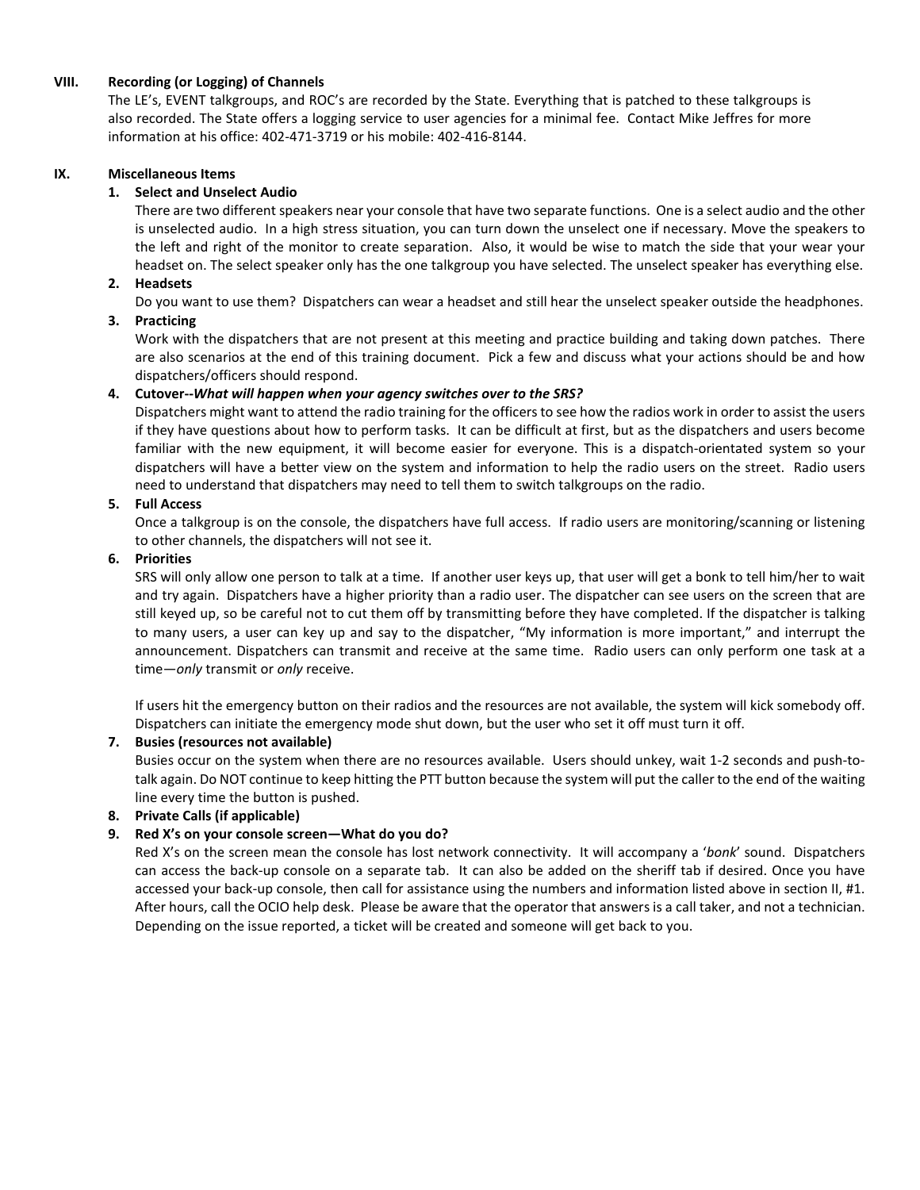## VIII. Recording (or Logging) of Channels

The LE's, EVENT talkgroups, and ROC's are recorded by the State. Everything that is patched to these talkgroups is also recorded. The State offers a logging service to user agencies for a minimal fee. Contact Mike Jeffres for more information at his office: 402-471-3719 or his mobile: 402-416-8144.

## IX. Miscellaneous Items

### 1. Select and Unselect Audio

There are two different speakers near your console that have two separate functions. One is a select audio and the other is unselected audio. In a high stress situation, you can turn down the unselect one if necessary. Move the speakers to the left and right of the monitor to create separation. Also, it would be wise to match the side that your wear your headset on. The select speaker only has the one talkgroup you have selected. The unselect speaker has everything else.

### 2. Headsets

Do you want to use them? Dispatchers can wear a headset and still hear the unselect speaker outside the headphones.

### 3. Practicing

Work with the dispatchers that are not present at this meeting and practice building and taking down patches. There are also scenarios at the end of this training document. Pick a few and discuss what your actions should be and how dispatchers/officers should respond.

### 4. Cutover--*What will happen when your agency switches over to the SRS?*

Dispatchers might want to attend the radio training for the officers to see how the radios work in order to assist the users if they have questions about how to perform tasks. It can be difficult at first, but as the dispatchers and users become familiar with the new equipment, it will become easier for everyone. This is a dispatch-orientated system so your dispatchers will have a better view on the system and information to help the radio users on the street. Radio users need to understand that dispatchers may need to tell them to switch talkgroups on the radio.

### 5. Full Access

Once a talkgroup is on the console, the dispatchers have full access. If radio users are monitoring/scanning or listening to other channels, the dispatchers will not see it.

### 6. Priorities

SRS will only allow one person to talk at a time. If another user keys up, that user will get a bonk to tell him/her to wait and try again. Dispatchers have a higher priority than a radio user. The dispatcher can see users on the screen that are still keyed up, so be careful not to cut them off by transmitting before they have completed. If the dispatcher is talking to many users, a user can key up and say to the dispatcher, "My information is more important," and interrupt the announcement. Dispatchers can transmit and receive at the same time. Radio users can only perform one task at a time—*only* transmit or *only* receive.

If users hit the emergency button on their radios and the resources are not available, the system will kick somebody off. Dispatchers can initiate the emergency mode shut down, but the user who set it off must turn it off.

### 7. Busies (resources not available)

Busies occur on the system when there are no resources available. Users should unkey, wait 1-2 seconds and push-to-talk again. Do NOT continue to keep hitting the PTT button because the system will put the caller to the end of the waiting line every time the button is pushed.

### 8. Private Calls (if applicable)

### 9. Red X's on your console screen—What do you do?

Red X's on the screen mean the console has lost network connectivity. It will accompany a '*bonk*' sound. Dispatchers can access the back-up console on a separate tab. It can also be added on the sheriff tab if desired. Once you have accessed your back-up console, then call for assistance using the numbers and information listed above in section II, #1. After hours, call the OCIO help desk. Please be aware that the operator that answers is a call taker, and not a technician. Depending on the issue reported, a ticket will be created and someone will get back to you.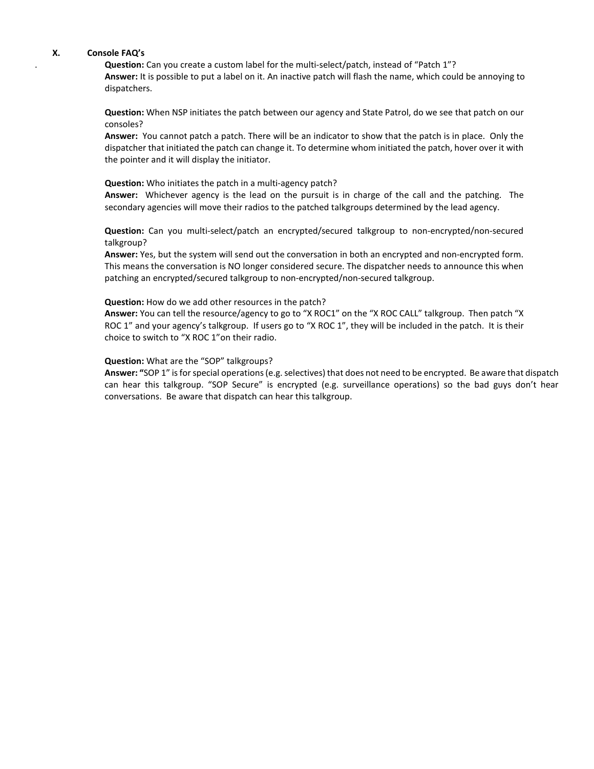## X. Console FAQ's

**Question:** Can you create a custom label for the multi-select/patch, instead of "Patch 1"?
**Answer:** It is possible to put a label on it. An inactive patch will flash the name, which could be annoying to dispatchers.

**Question:** When NSP initiates the patch between our agency and State Patrol, do we see that patch on our consoles?
**Answer:** You cannot patch a patch. There will be an indicator to show that the patch is in place. Only the dispatcher that initiated the patch can change it. To determine whom initiated the patch, hover over it with the pointer and it will display the initiator.

**Question:** Who initiates the patch in a multi-agency patch?
**Answer:** Whichever agency is the lead on the pursuit is in charge of the call and the patching. The secondary agencies will move their radios to the patched talkgroups determined by the lead agency.

**Question:** Can you multi-select/patch an encrypted/secured talkgroup to non-encrypted/non-secured talkgroup?
**Answer:** Yes, but the system will send out the conversation in both an encrypted and non-encrypted form. This means the conversation is NO longer considered secure. The dispatcher needs to announce this when patching an encrypted/secured talkgroup to non-encrypted/non-secured talkgroup.

**Question:** How do we add other resources in the patch?
**Answer:** You can tell the resource/agency to go to "X ROC1" on the "X ROC CALL" talkgroup. Then patch "X ROC 1" and your agency's talkgroup. If users go to "X ROC 1", they will be included in the patch. It is their choice to switch to "X ROC 1"on their radio.

**Question:** What are the "SOP" talkgroups?
**Answer:** "SOP 1" is for special operations (e.g. selectives) that does not need to be encrypted. Be aware that dispatch can hear this talkgroup. "SOP Secure" is encrypted (e.g. surveillance operations) so the bad guys don't hear conversations. Be aware that dispatch can hear this talkgroup.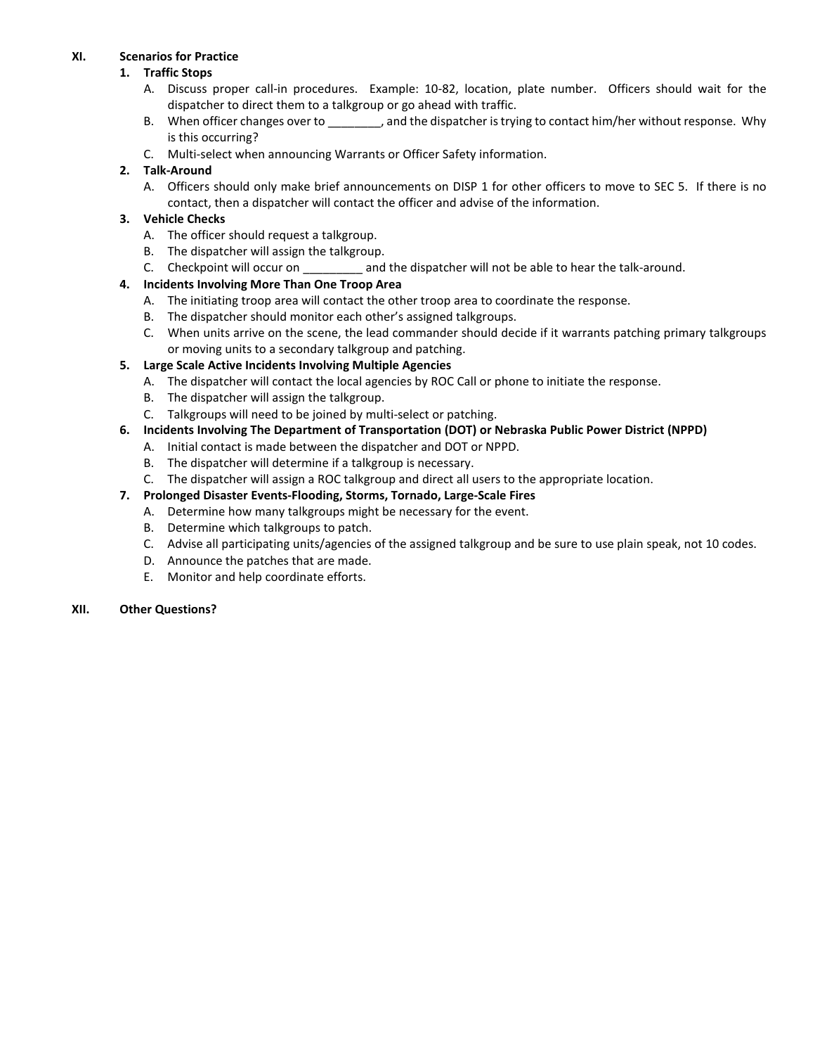## XI. Scenarios for Practice

1. **Traffic Stops**
   - A. Discuss proper call-in procedures. Example: 10-82, location, plate number. Officers should wait for the dispatcher to direct them to a talkgroup or go ahead with traffic.
   - B. When officer changes over to ________, and the dispatcher is trying to contact him/her without response. Why is this occurring?
   - C. Multi-select when announcing Warrants or Officer Safety information.
2. **Talk-Around**
   - A. Officers should only make brief announcements on DISP 1 for other officers to move to SEC 5. If there is no contact, then a dispatcher will contact the officer and advise of the information.
3. **Vehicle Checks**
   - A. The officer should request a talkgroup.
   - B. The dispatcher will assign the talkgroup.
   - C. Checkpoint will occur on _________ and the dispatcher will not be able to hear the talk-around.
4. **Incidents Involving More Than One Troop Area**
   - A. The initiating troop area will contact the other troop area to coordinate the response.
   - B. The dispatcher should monitor each other's assigned talkgroups.
   - C. When units arrive on the scene, the lead commander should decide if it warrants patching primary talkgroups or moving units to a secondary talkgroup and patching.
5. **Large Scale Active Incidents Involving Multiple Agencies**
   - A. The dispatcher will contact the local agencies by ROC Call or phone to initiate the response.
   - B. The dispatcher will assign the talkgroup.
   - C. Talkgroups will need to be joined by multi-select or patching.
6. **Incidents Involving The Department of Transportation (DOT) or Nebraska Public Power District (NPPD)**
   - A. Initial contact is made between the dispatcher and DOT or NPPD.
   - B. The dispatcher will determine if a talkgroup is necessary.
   - C. The dispatcher will assign a ROC talkgroup and direct all users to the appropriate location.
7. **Prolonged Disaster Events-Flooding, Storms, Tornado, Large-Scale Fires**
   - A. Determine how many talkgroups might be necessary for the event.
   - B. Determine which talkgroups to patch.
   - C. Advise all participating units/agencies of the assigned talkgroup and be sure to use plain speak, not 10 codes.
   - D. Announce the patches that are made.
   - E. Monitor and help coordinate efforts.

## XII. Other Questions?